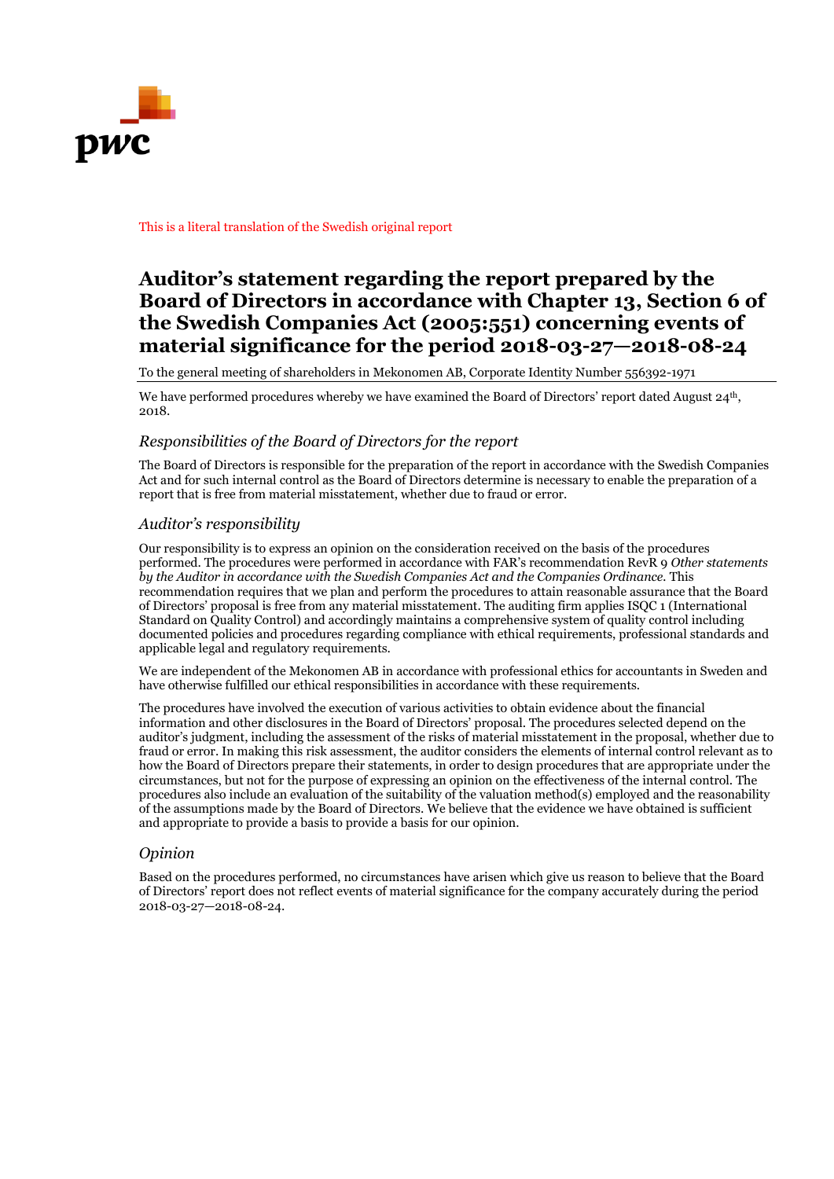This is a literal translation of the Swedish original report

# Auditor's statement regarding the report prepared by the Board of Directors in accordance with Chapter 13, Section 6 of the Swedish Companies Act (2005:551) concerning events of material significance for the period 2018-03-27—2018-08-24

To the general meeting of shareholders in Mekonomen AB, Corporate Identity Number 556392-1971

We have performed procedures whereby we have examined the Board of Directors' report dated August 24th, 2018.

## *Responsibilities of the Board of Directors for the report*

The Board of Directors is responsible for the preparation of the report in accordance with the Swedish Companies Act and for such internal control as the Board of Directors determine is necessary to enable the preparation of a report that is free from material misstatement, whether due to fraud or error.

## *Auditor's responsibility*

Our responsibility is to express an opinion on the consideration received on the basis of the procedures performed. The procedures were performed in accordance with FAR's recommendation RevR 9 *Other statements by the Auditor in accordance with the Swedish Companies Act and the Companies Ordinance.* This recommendation requires that we plan and perform the procedures to attain reasonable assurance that the Board of Directors' proposal is free from any material misstatement. The auditing firm applies ISQC 1 (International Standard on Quality Control) and accordingly maintains a comprehensive system of quality control including documented policies and procedures regarding compliance with ethical requirements, professional standards and applicable legal and regulatory requirements.

We are independent of the Mekonomen AB in accordance with professional ethics for accountants in Sweden and have otherwise fulfilled our ethical responsibilities in accordance with these requirements.

The procedures have involved the execution of various activities to obtain evidence about the financial information and other disclosures in the Board of Directors' proposal. The procedures selected depend on the auditor's judgment, including the assessment of the risks of material misstatement in the proposal, whether due to fraud or error. In making this risk assessment, the auditor considers the elements of internal control relevant as to how the Board of Directors prepare their statements, in order to design procedures that are appropriate under the circumstances, but not for the purpose of expressing an opinion on the effectiveness of the internal control. The procedures also include an evaluation of the suitability of the valuation method(s) employed and the reasonability of the assumptions made by the Board of Directors. We believe that the evidence we have obtained is sufficient and appropriate to provide a basis to provide a basis for our opinion.

## *Opinion*

Based on the procedures performed, no circumstances have arisen which give us reason to believe that the Board of Directors' report does not reflect events of material significance for the company accurately during the period 2018-03-27—2018-08-24.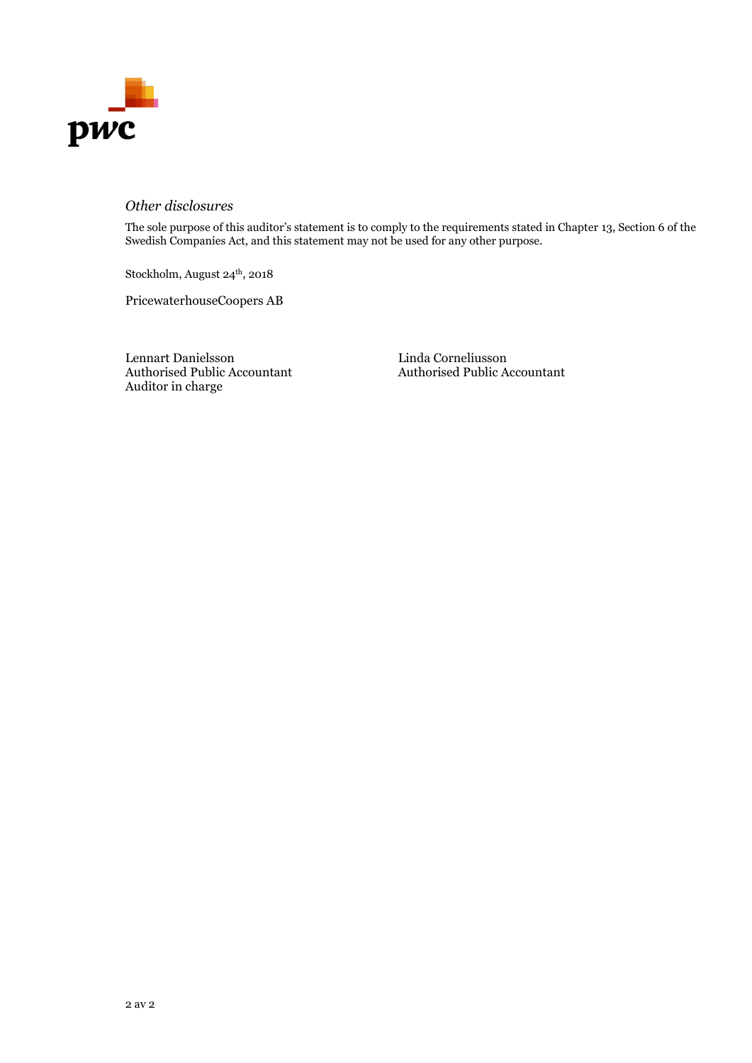*Other disclosures*

The sole purpose of this auditor's statement is to comply to the requirements stated in Chapter 13, Section 6 of the Swedish Companies Act, and this statement may not be used for any other purpose.

Stockholm, August 24th, 2018

PricewaterhouseCoopers AB

Lennart Danielsson
Authorised Public Accountant
Auditor in charge

Linda Corneliusson
Authorised Public Accountant